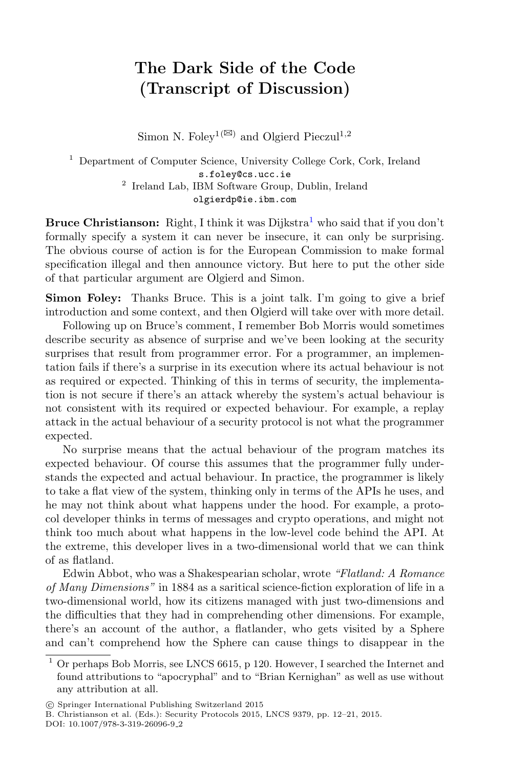# The Dark Side of the Code (Transcript of Discussion)

Simon N. Foley[1(✉)] and Olgierd Pieczul[1,2]

[1] Department of Computer Science, University College Cork, Cork, Ireland
s.foley@cs.ucc.ie

[2] Ireland Lab, IBM Software Group, Dublin, Ireland
olgierdp@ie.ibm.com

**Bruce Christianson:** Right, I think it was Dijkstra[1] who said that if you don't formally specify a system it can never be insecure, it can only be surprising. The obvious course of action is for the European Commission to make formal specification illegal and then announce victory. But here to put the other side of that particular argument are Olgierd and Simon.

**Simon Foley:** Thanks Bruce. This is a joint talk. I'm going to give a brief introduction and some context, and then Olgierd will take over with more detail.

Following up on Bruce's comment, I remember Bob Morris would sometimes describe security as absence of surprise and we've been looking at the security surprises that result from programmer error. For a programmer, an implementation fails if there's a surprise in its execution where its actual behaviour is not as required or expected. Thinking of this in terms of security, the implementation is not secure if there's an attack whereby the system's actual behaviour is not consistent with its required or expected behaviour. For example, a replay attack in the actual behaviour of a security protocol is not what the programmer expected.

No surprise means that the actual behaviour of the program matches its expected behaviour. Of course this assumes that the programmer fully understands the expected and actual behaviour. In practice, the programmer is likely to take a flat view of the system, thinking only in terms of the APIs he uses, and he may not think about what happens under the hood. For example, a protocol developer thinks in terms of messages and crypto operations, and might not think too much about what happens in the low-level code behind the API. At the extreme, this developer lives in a two-dimensional world that we can think of as flatland.

Edwin Abbot, who was a Shakespearian scholar, wrote *"Flatland: A Romance of Many Dimensions"* in 1884 as a saritical science-fiction exploration of life in a two-dimensional world, how its citizens managed with just two-dimensions and the difficulties that they had in comprehending other dimensions. For example, there's an account of the author, a flatlander, who gets visited by a Sphere and can't comprehend how the Sphere can cause things to disappear in the

---

[1] Or perhaps Bob Morris, see LNCS 6615, p 120. However, I searched the Internet and found attributions to "apocryphal" and to "Brian Kernighan" as well as use without any attribution at all.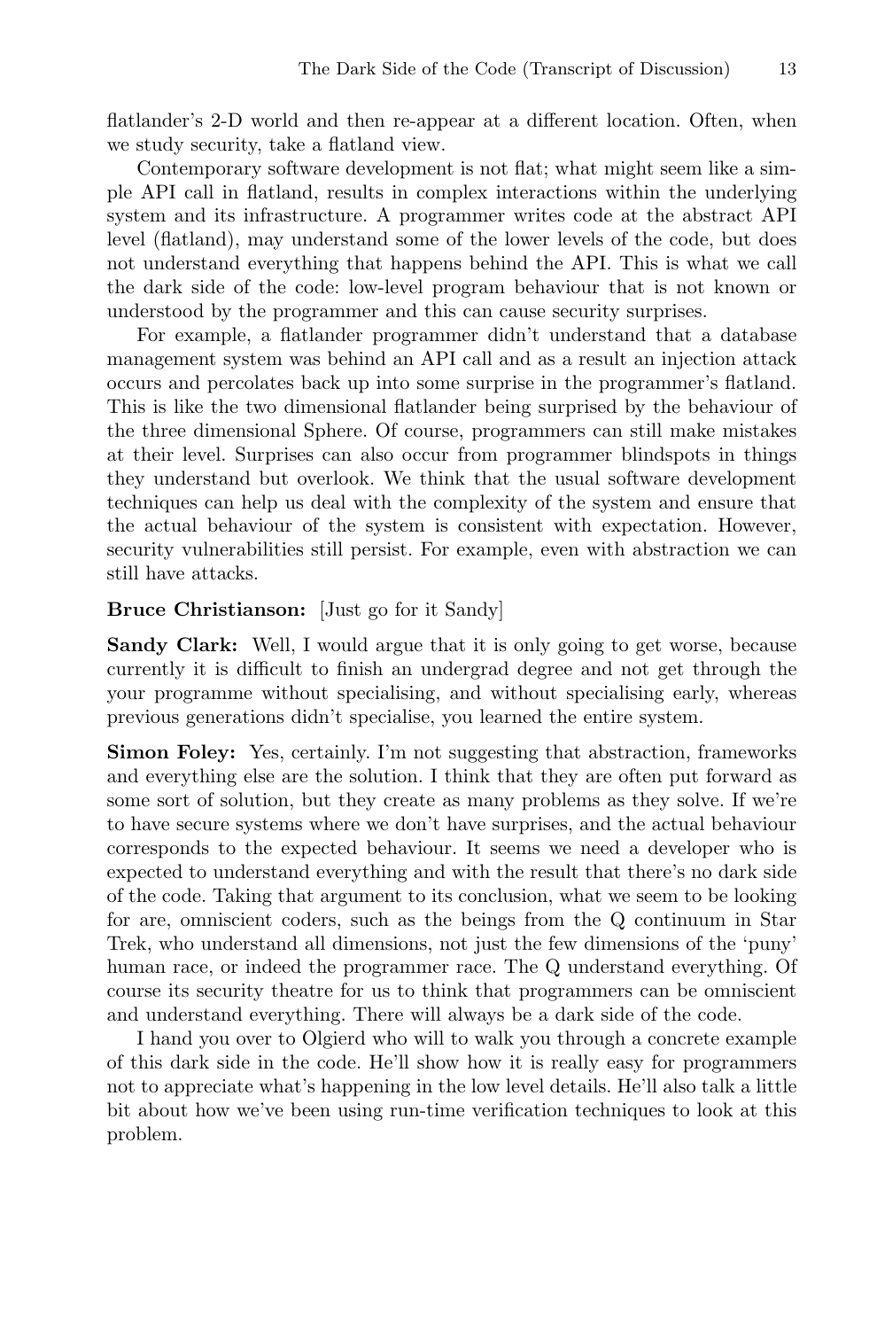flatlander's 2-D world and then re-appear at a different location. Often, when we study security, take a flatland view.

Contemporary software development is not flat; what might seem like a simple API call in flatland, results in complex interactions within the underlying system and its infrastructure. A programmer writes code at the abstract API level (flatland), may understand some of the lower levels of the code, but does not understand everything that happens behind the API. This is what we call the dark side of the code: low-level program behaviour that is not known or understood by the programmer and this can cause security surprises.

For example, a flatlander programmer didn't understand that a database management system was behind an API call and as a result an injection attack occurs and percolates back up into some surprise in the programmer's flatland. This is like the two dimensional flatlander being surprised by the behaviour of the three dimensional Sphere. Of course, programmers can still make mistakes at their level. Surprises can also occur from programmer blindspots in things they understand but overlook. We think that the usual software development techniques can help us deal with the complexity of the system and ensure that the actual behaviour of the system is consistent with expectation. However, security vulnerabilities still persist. For example, even with abstraction we can still have attacks.

**Bruce Christianson:** [Just go for it Sandy]

**Sandy Clark:** Well, I would argue that it is only going to get worse, because currently it is difficult to finish an undergrad degree and not get through the your programme without specialising, and without specialising early, whereas previous generations didn't specialise, you learned the entire system.

**Simon Foley:** Yes, certainly. I'm not suggesting that abstraction, frameworks and everything else are the solution. I think that they are often put forward as some sort of solution, but they create as many problems as they solve. If we're to have secure systems where we don't have surprises, and the actual behaviour corresponds to the expected behaviour. It seems we need a developer who is expected to understand everything and with the result that there's no dark side of the code. Taking that argument to its conclusion, what we seem to be looking for are, omniscient coders, such as the beings from the Q continuum in Star Trek, who understand all dimensions, not just the few dimensions of the 'puny' human race, or indeed the programmer race. The Q understand everything. Of course its security theatre for us to think that programmers can be omniscient and understand everything. There will always be a dark side of the code.

I hand you over to Olgierd who will to walk you through a concrete example of this dark side in the code. He'll show how it is really easy for programmers not to appreciate what's happening in the low level details. He'll also talk a little bit about how we've been using run-time verification techniques to look at this problem.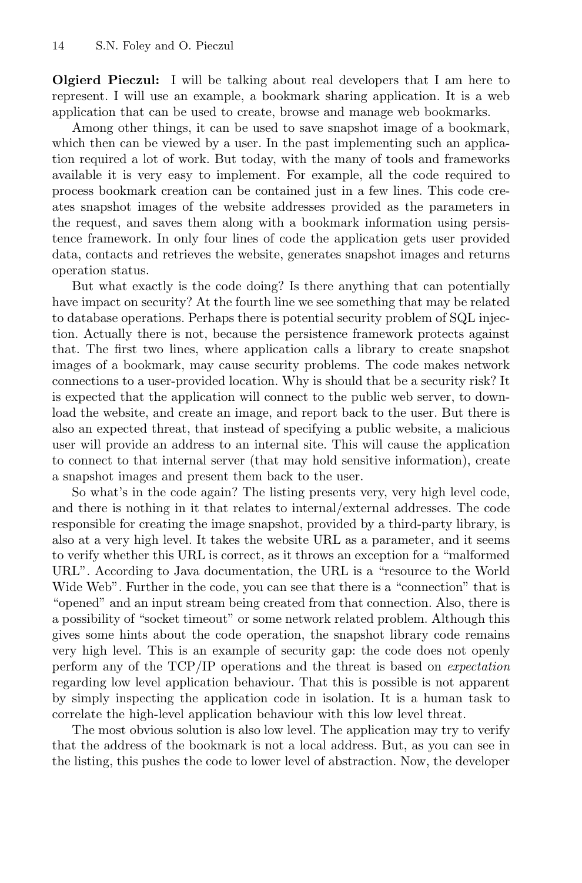**Olgierd Pieczul:** I will be talking about real developers that I am here to represent. I will use an example, a bookmark sharing application. It is a web application that can be used to create, browse and manage web bookmarks.

Among other things, it can be used to save snapshot image of a bookmark, which then can be viewed by a user. In the past implementing such an application required a lot of work. But today, with the many of tools and frameworks available it is very easy to implement. For example, all the code required to process bookmark creation can be contained just in a few lines. This code creates snapshot images of the website addresses provided as the parameters in the request, and saves them along with a bookmark information using persistence framework. In only four lines of code the application gets user provided data, contacts and retrieves the website, generates snapshot images and returns operation status.

But what exactly is the code doing? Is there anything that can potentially have impact on security? At the fourth line we see something that may be related to database operations. Perhaps there is potential security problem of SQL injection. Actually there is not, because the persistence framework protects against that. The first two lines, where application calls a library to create snapshot images of a bookmark, may cause security problems. The code makes network connections to a user-provided location. Why is should that be a security risk? It is expected that the application will connect to the public web server, to download the website, and create an image, and report back to the user. But there is also an expected threat, that instead of specifying a public website, a malicious user will provide an address to an internal site. This will cause the application to connect to that internal server (that may hold sensitive information), create a snapshot images and present them back to the user.

So what's in the code again? The listing presents very, very high level code, and there is nothing in it that relates to internal/external addresses. The code responsible for creating the image snapshot, provided by a third-party library, is also at a very high level. It takes the website URL as a parameter, and it seems to verify whether this URL is correct, as it throws an exception for a "malformed URL". According to Java documentation, the URL is a "resource to the World Wide Web". Further in the code, you can see that there is a "connection" that is "opened" and an input stream being created from that connection. Also, there is a possibility of "socket timeout" or some network related problem. Although this gives some hints about the code operation, the snapshot library code remains very high level. This is an example of security gap: the code does not openly perform any of the TCP/IP operations and the threat is based on *expectation* regarding low level application behaviour. That this is possible is not apparent by simply inspecting the application code in isolation. It is a human task to correlate the high-level application behaviour with this low level threat.

The most obvious solution is also low level. The application may try to verify that the address of the bookmark is not a local address. But, as you can see in the listing, this pushes the code to lower level of abstraction. Now, the developer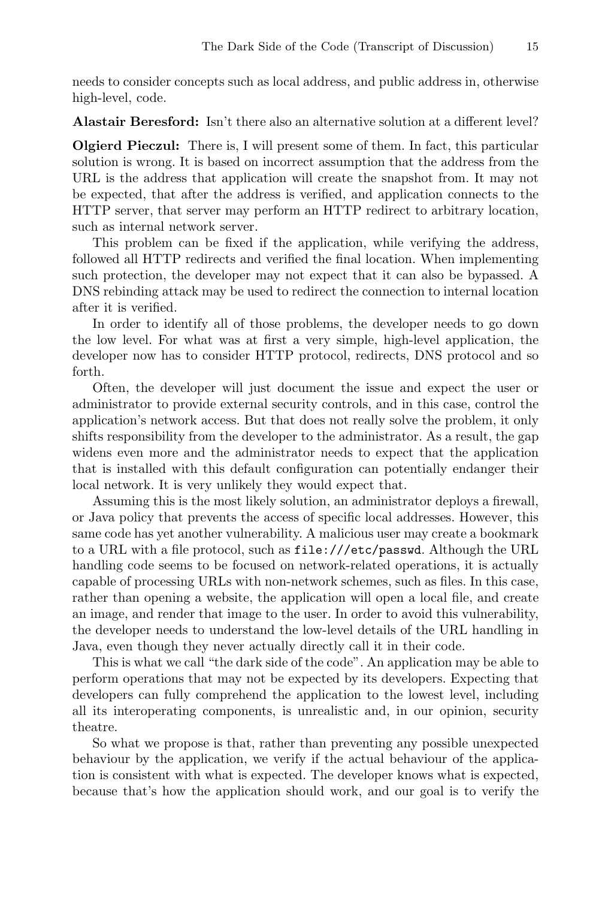needs to consider concepts such as local address, and public address in, otherwise high-level, code.

**Alastair Beresford:** Isn't there also an alternative solution at a different level?

**Olgierd Pieczul:** There is, I will present some of them. In fact, this particular solution is wrong. It is based on incorrect assumption that the address from the URL is the address that application will create the snapshot from. It may not be expected, that after the address is verified, and application connects to the HTTP server, that server may perform an HTTP redirect to arbitrary location, such as internal network server.

This problem can be fixed if the application, while verifying the address, followed all HTTP redirects and verified the final location. When implementing such protection, the developer may not expect that it can also be bypassed. A DNS rebinding attack may be used to redirect the connection to internal location after it is verified.

In order to identify all of those problems, the developer needs to go down the low level. For what was at first a very simple, high-level application, the developer now has to consider HTTP protocol, redirects, DNS protocol and so forth.

Often, the developer will just document the issue and expect the user or administrator to provide external security controls, and in this case, control the application's network access. But that does not really solve the problem, it only shifts responsibility from the developer to the administrator. As a result, the gap widens even more and the administrator needs to expect that the application that is installed with this default configuration can potentially endanger their local network. It is very unlikely they would expect that.

Assuming this is the most likely solution, an administrator deploys a firewall, or Java policy that prevents the access of specific local addresses. However, this same code has yet another vulnerability. A malicious user may create a bookmark to a URL with a file protocol, such as `file:///etc/passwd`. Although the URL handling code seems to be focused on network-related operations, it is actually capable of processing URLs with non-network schemes, such as files. In this case, rather than opening a website, the application will open a local file, and create an image, and render that image to the user. In order to avoid this vulnerability, the developer needs to understand the low-level details of the URL handling in Java, even though they never actually directly call it in their code.

This is what we call "the dark side of the code". An application may be able to perform operations that may not be expected by its developers. Expecting that developers can fully comprehend the application to the lowest level, including all its interoperating components, is unrealistic and, in our opinion, security theatre.

So what we propose is that, rather than preventing any possible unexpected behaviour by the application, we verify if the actual behaviour of the application is consistent with what is expected. The developer knows what is expected, because that's how the application should work, and our goal is to verify the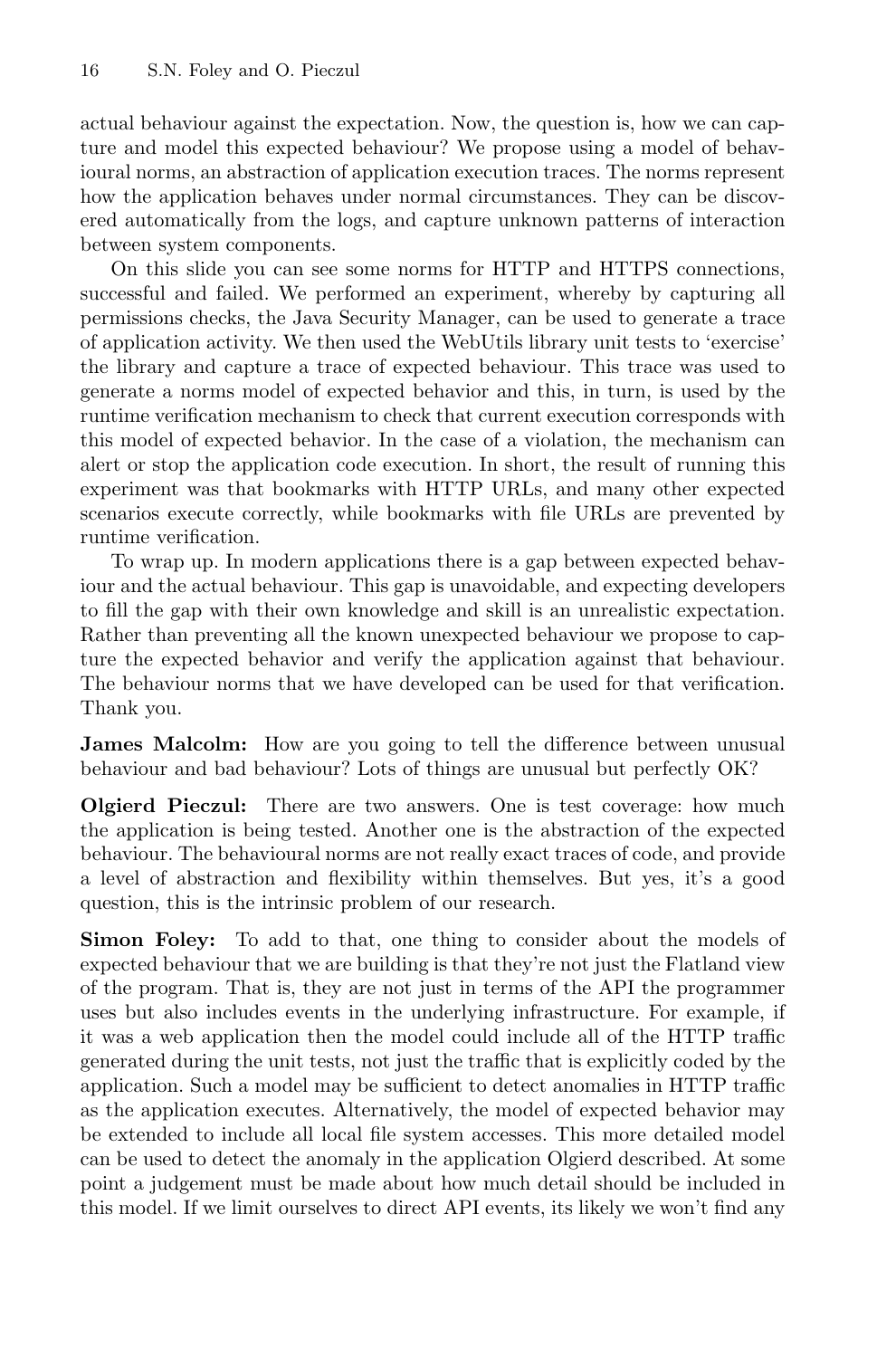actual behaviour against the expectation. Now, the question is, how we can capture and model this expected behaviour? We propose using a model of behavioural norms, an abstraction of application execution traces. The norms represent how the application behaves under normal circumstances. They can be discovered automatically from the logs, and capture unknown patterns of interaction between system components.

On this slide you can see some norms for HTTP and HTTPS connections, successful and failed. We performed an experiment, whereby by capturing all permissions checks, the Java Security Manager, can be used to generate a trace of application activity. We then used the WebUtils library unit tests to 'exercise' the library and capture a trace of expected behaviour. This trace was used to generate a norms model of expected behavior and this, in turn, is used by the runtime verification mechanism to check that current execution corresponds with this model of expected behavior. In the case of a violation, the mechanism can alert or stop the application code execution. In short, the result of running this experiment was that bookmarks with HTTP URLs, and many other expected scenarios execute correctly, while bookmarks with file URLs are prevented by runtime verification.

To wrap up. In modern applications there is a gap between expected behaviour and the actual behaviour. This gap is unavoidable, and expecting developers to fill the gap with their own knowledge and skill is an unrealistic expectation. Rather than preventing all the known unexpected behaviour we propose to capture the expected behavior and verify the application against that behaviour. The behaviour norms that we have developed can be used for that verification. Thank you.

**James Malcolm:** How are you going to tell the difference between unusual behaviour and bad behaviour? Lots of things are unusual but perfectly OK?

**Olgierd Pieczul:** There are two answers. One is test coverage: how much the application is being tested. Another one is the abstraction of the expected behaviour. The behavioural norms are not really exact traces of code, and provide a level of abstraction and flexibility within themselves. But yes, it's a good question, this is the intrinsic problem of our research.

**Simon Foley:** To add to that, one thing to consider about the models of expected behaviour that we are building is that they're not just the Flatland view of the program. That is, they are not just in terms of the API the programmer uses but also includes events in the underlying infrastructure. For example, if it was a web application then the model could include all of the HTTP traffic generated during the unit tests, not just the traffic that is explicitly coded by the application. Such a model may be sufficient to detect anomalies in HTTP traffic as the application executes. Alternatively, the model of expected behavior may be extended to include all local file system accesses. This more detailed model can be used to detect the anomaly in the application Olgierd described. At some point a judgement must be made about how much detail should be included in this model. If we limit ourselves to direct API events, its likely we won't find any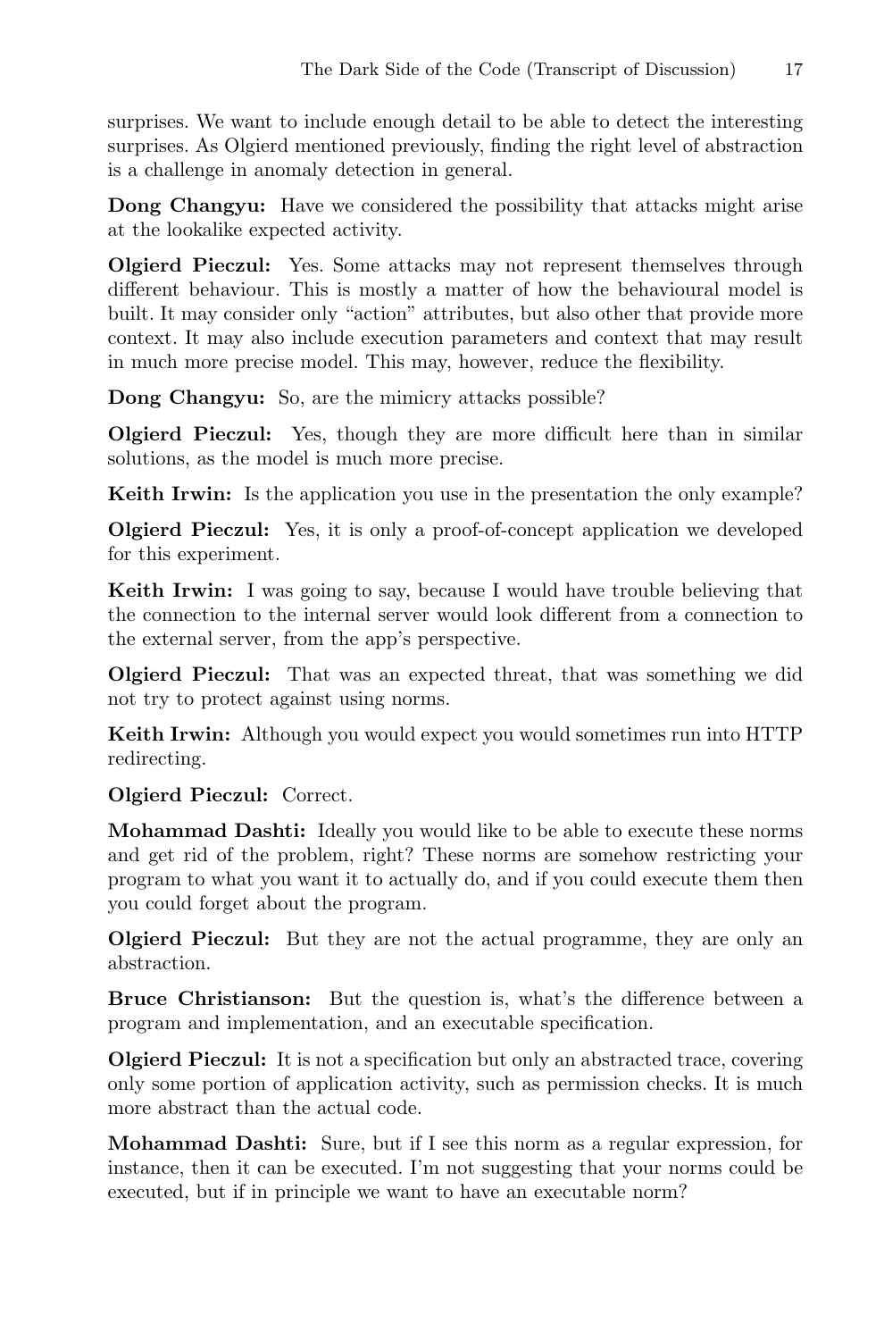surprises. We want to include enough detail to be able to detect the interesting surprises. As Olgierd mentioned previously, finding the right level of abstraction is a challenge in anomaly detection in general.

**Dong Changyu:** Have we considered the possibility that attacks might arise at the lookalike expected activity.

**Olgierd Pieczul:** Yes. Some attacks may not represent themselves through different behaviour. This is mostly a matter of how the behavioural model is built. It may consider only "action" attributes, but also other that provide more context. It may also include execution parameters and context that may result in much more precise model. This may, however, reduce the flexibility.

**Dong Changyu:** So, are the mimicry attacks possible?

**Olgierd Pieczul:** Yes, though they are more difficult here than in similar solutions, as the model is much more precise.

**Keith Irwin:** Is the application you use in the presentation the only example?

**Olgierd Pieczul:** Yes, it is only a proof-of-concept application we developed for this experiment.

**Keith Irwin:** I was going to say, because I would have trouble believing that the connection to the internal server would look different from a connection to the external server, from the app's perspective.

**Olgierd Pieczul:** That was an expected threat, that was something we did not try to protect against using norms.

**Keith Irwin:** Although you would expect you would sometimes run into HTTP redirecting.

**Olgierd Pieczul:** Correct.

**Mohammad Dashti:** Ideally you would like to be able to execute these norms and get rid of the problem, right? These norms are somehow restricting your program to what you want it to actually do, and if you could execute them then you could forget about the program.

**Olgierd Pieczul:** But they are not the actual programme, they are only an abstraction.

**Bruce Christianson:** But the question is, what's the difference between a program and implementation, and an executable specification.

**Olgierd Pieczul:** It is not a specification but only an abstracted trace, covering only some portion of application activity, such as permission checks. It is much more abstract than the actual code.

**Mohammad Dashti:** Sure, but if I see this norm as a regular expression, for instance, then it can be executed. I'm not suggesting that your norms could be executed, but if in principle we want to have an executable norm?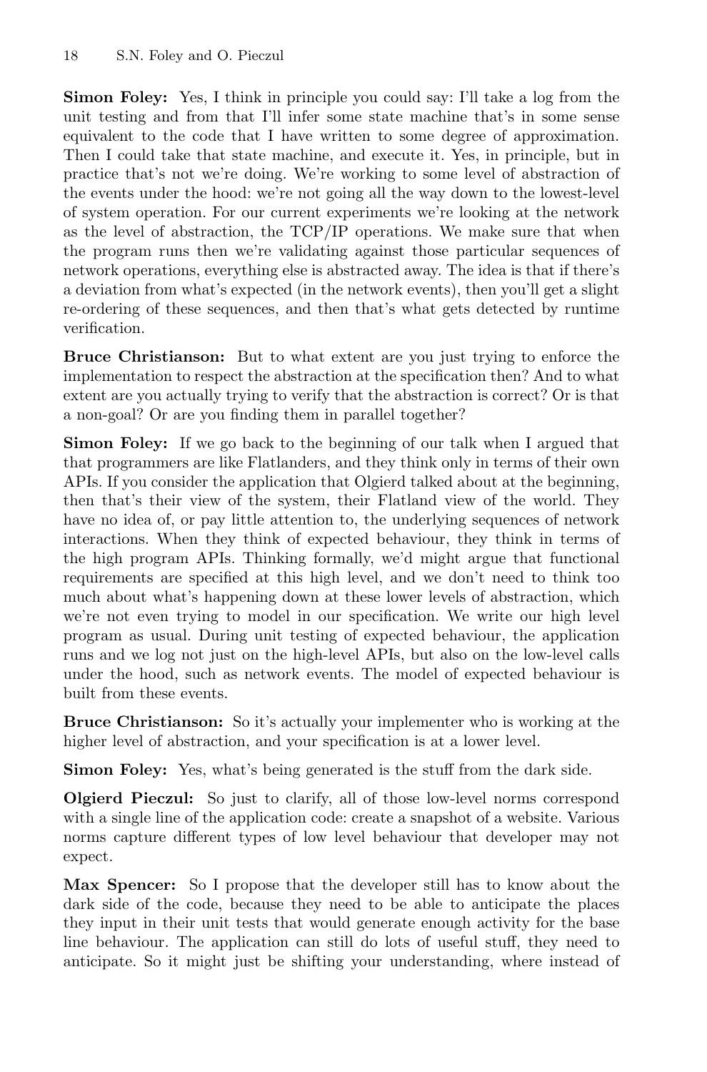**Simon Foley:** Yes, I think in principle you could say: I'll take a log from the unit testing and from that I'll infer some state machine that's in some sense equivalent to the code that I have written to some degree of approximation. Then I could take that state machine, and execute it. Yes, in principle, but in practice that's not we're doing. We're working to some level of abstraction of the events under the hood: we're not going all the way down to the lowest-level of system operation. For our current experiments we're looking at the network as the level of abstraction, the TCP/IP operations. We make sure that when the program runs then we're validating against those particular sequences of network operations, everything else is abstracted away. The idea is that if there's a deviation from what's expected (in the network events), then you'll get a slight re-ordering of these sequences, and then that's what gets detected by runtime verification.

**Bruce Christianson:** But to what extent are you just trying to enforce the implementation to respect the abstraction at the specification then? And to what extent are you actually trying to verify that the abstraction is correct? Or is that a non-goal? Or are you finding them in parallel together?

**Simon Foley:** If we go back to the beginning of our talk when I argued that that programmers are like Flatlanders, and they think only in terms of their own APIs. If you consider the application that Olgierd talked about at the beginning, then that's their view of the system, their Flatland view of the world. They have no idea of, or pay little attention to, the underlying sequences of network interactions. When they think of expected behaviour, they think in terms of the high program APIs. Thinking formally, we'd might argue that functional requirements are specified at this high level, and we don't need to think too much about what's happening down at these lower levels of abstraction, which we're not even trying to model in our specification. We write our high level program as usual. During unit testing of expected behaviour, the application runs and we log not just on the high-level APIs, but also on the low-level calls under the hood, such as network events. The model of expected behaviour is built from these events.

**Bruce Christianson:** So it's actually your implementer who is working at the higher level of abstraction, and your specification is at a lower level.

**Simon Foley:** Yes, what's being generated is the stuff from the dark side.

**Olgierd Pieczul:** So just to clarify, all of those low-level norms correspond with a single line of the application code: create a snapshot of a website. Various norms capture different types of low level behaviour that developer may not expect.

**Max Spencer:** So I propose that the developer still has to know about the dark side of the code, because they need to be able to anticipate the places they input in their unit tests that would generate enough activity for the base line behaviour. The application can still do lots of useful stuff, they need to anticipate. So it might just be shifting your understanding, where instead of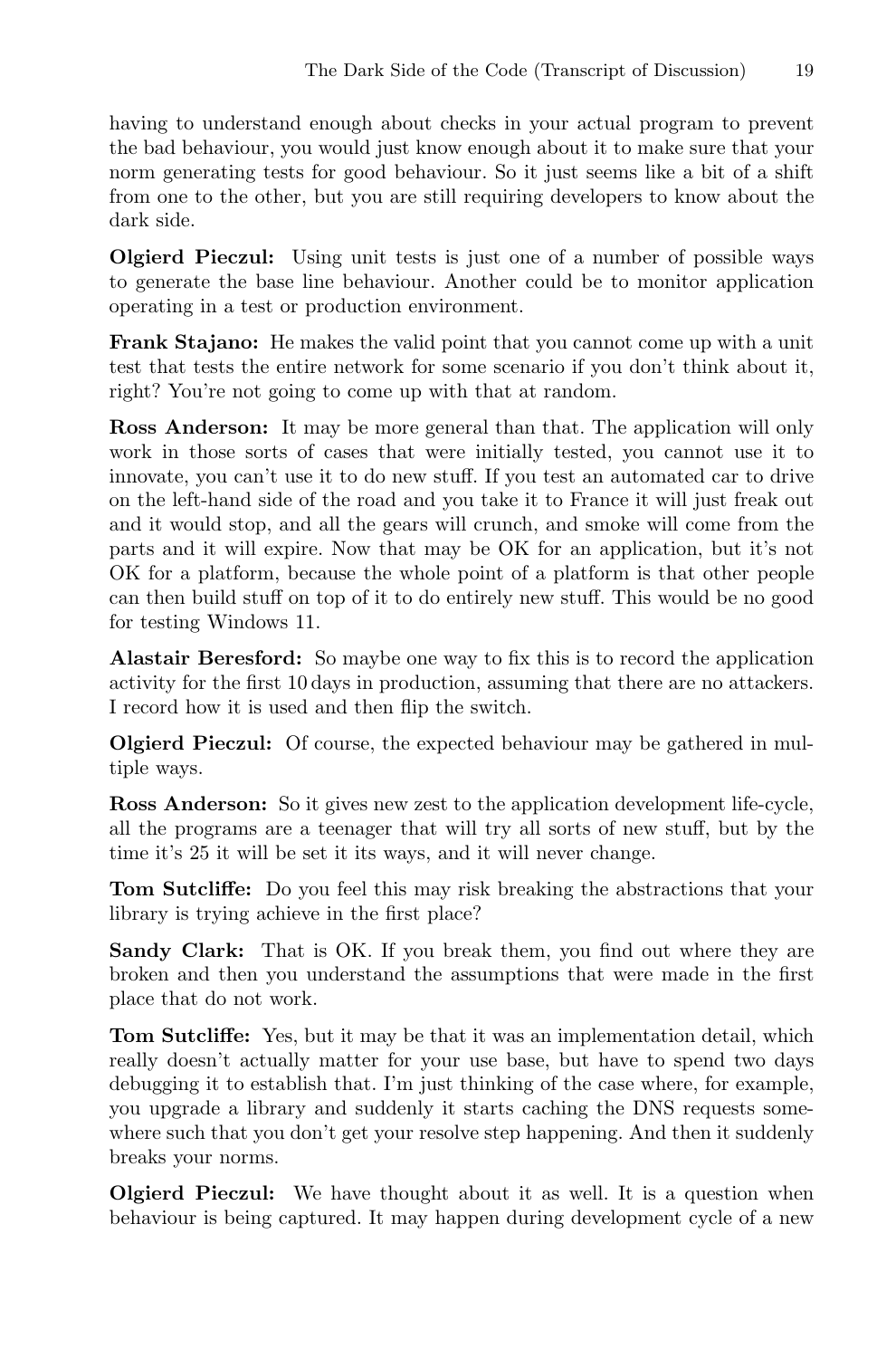having to understand enough about checks in your actual program to prevent the bad behaviour, you would just know enough about it to make sure that your norm generating tests for good behaviour. So it just seems like a bit of a shift from one to the other, but you are still requiring developers to know about the dark side.

**Olgierd Pieczul:** Using unit tests is just one of a number of possible ways to generate the base line behaviour. Another could be to monitor application operating in a test or production environment.

**Frank Stajano:** He makes the valid point that you cannot come up with a unit test that tests the entire network for some scenario if you don't think about it, right? You're not going to come up with that at random.

**Ross Anderson:** It may be more general than that. The application will only work in those sorts of cases that were initially tested, you cannot use it to innovate, you can't use it to do new stuff. If you test an automated car to drive on the left-hand side of the road and you take it to France it will just freak out and it would stop, and all the gears will crunch, and smoke will come from the parts and it will expire. Now that may be OK for an application, but it's not OK for a platform, because the whole point of a platform is that other people can then build stuff on top of it to do entirely new stuff. This would be no good for testing Windows 11.

**Alastair Beresford:** So maybe one way to fix this is to record the application activity for the first 10 days in production, assuming that there are no attackers. I record how it is used and then flip the switch.

**Olgierd Pieczul:** Of course, the expected behaviour may be gathered in multiple ways.

**Ross Anderson:** So it gives new zest to the application development life-cycle, all the programs are a teenager that will try all sorts of new stuff, but by the time it's 25 it will be set it its ways, and it will never change.

**Tom Sutcliffe:** Do you feel this may risk breaking the abstractions that your library is trying achieve in the first place?

**Sandy Clark:** That is OK. If you break them, you find out where they are broken and then you understand the assumptions that were made in the first place that do not work.

**Tom Sutcliffe:** Yes, but it may be that it was an implementation detail, which really doesn't actually matter for your use base, but have to spend two days debugging it to establish that. I'm just thinking of the case where, for example, you upgrade a library and suddenly it starts caching the DNS requests somewhere such that you don't get your resolve step happening. And then it suddenly breaks your norms.

**Olgierd Pieczul:** We have thought about it as well. It is a question when behaviour is being captured. It may happen during development cycle of a new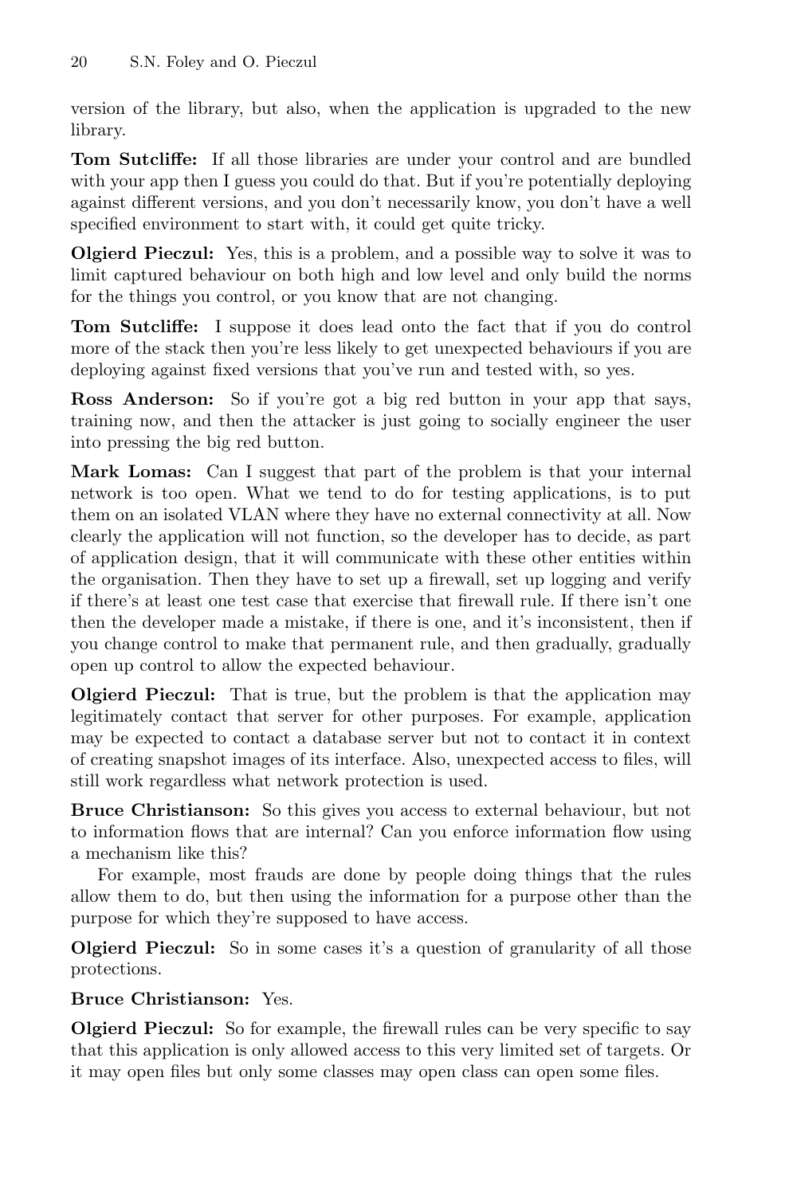version of the library, but also, when the application is upgraded to the new library.

**Tom Sutcliffe:** If all those libraries are under your control and are bundled with your app then I guess you could do that. But if you're potentially deploying against different versions, and you don't necessarily know, you don't have a well specified environment to start with, it could get quite tricky.

**Olgierd Pieczul:** Yes, this is a problem, and a possible way to solve it was to limit captured behaviour on both high and low level and only build the norms for the things you control, or you know that are not changing.

**Tom Sutcliffe:** I suppose it does lead onto the fact that if you do control more of the stack then you're less likely to get unexpected behaviours if you are deploying against fixed versions that you've run and tested with, so yes.

**Ross Anderson:** So if you're got a big red button in your app that says, training now, and then the attacker is just going to socially engineer the user into pressing the big red button.

**Mark Lomas:** Can I suggest that part of the problem is that your internal network is too open. What we tend to do for testing applications, is to put them on an isolated VLAN where they have no external connectivity at all. Now clearly the application will not function, so the developer has to decide, as part of application design, that it will communicate with these other entities within the organisation. Then they have to set up a firewall, set up logging and verify if there's at least one test case that exercise that firewall rule. If there isn't one then the developer made a mistake, if there is one, and it's inconsistent, then if you change control to make that permanent rule, and then gradually, gradually open up control to allow the expected behaviour.

**Olgierd Pieczul:** That is true, but the problem is that the application may legitimately contact that server for other purposes. For example, application may be expected to contact a database server but not to contact it in context of creating snapshot images of its interface. Also, unexpected access to files, will still work regardless what network protection is used.

**Bruce Christianson:** So this gives you access to external behaviour, but not to information flows that are internal? Can you enforce information flow using a mechanism like this?

For example, most frauds are done by people doing things that the rules allow them to do, but then using the information for a purpose other than the purpose for which they're supposed to have access.

**Olgierd Pieczul:** So in some cases it's a question of granularity of all those protections.

**Bruce Christianson:** Yes.

**Olgierd Pieczul:** So for example, the firewall rules can be very specific to say that this application is only allowed access to this very limited set of targets. Or it may open files but only some classes may open class can open some files.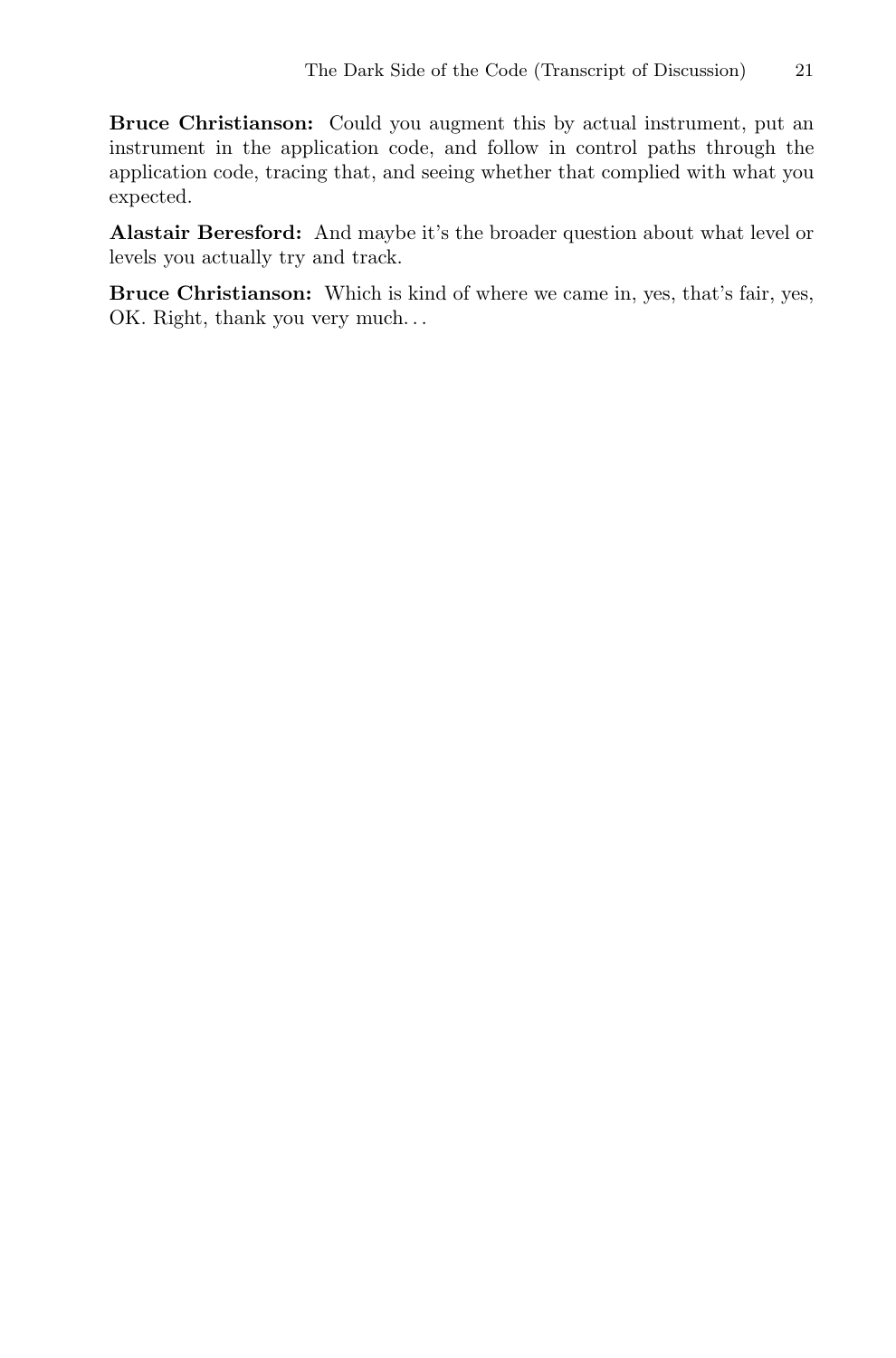**Bruce Christianson:** Could you augment this by actual instrument, put an instrument in the application code, and follow in control paths through the application code, tracing that, and seeing whether that complied with what you expected.

**Alastair Beresford:** And maybe it's the broader question about what level or levels you actually try and track.

**Bruce Christianson:** Which is kind of where we came in, yes, that's fair, yes, OK. Right, thank you very much. . .